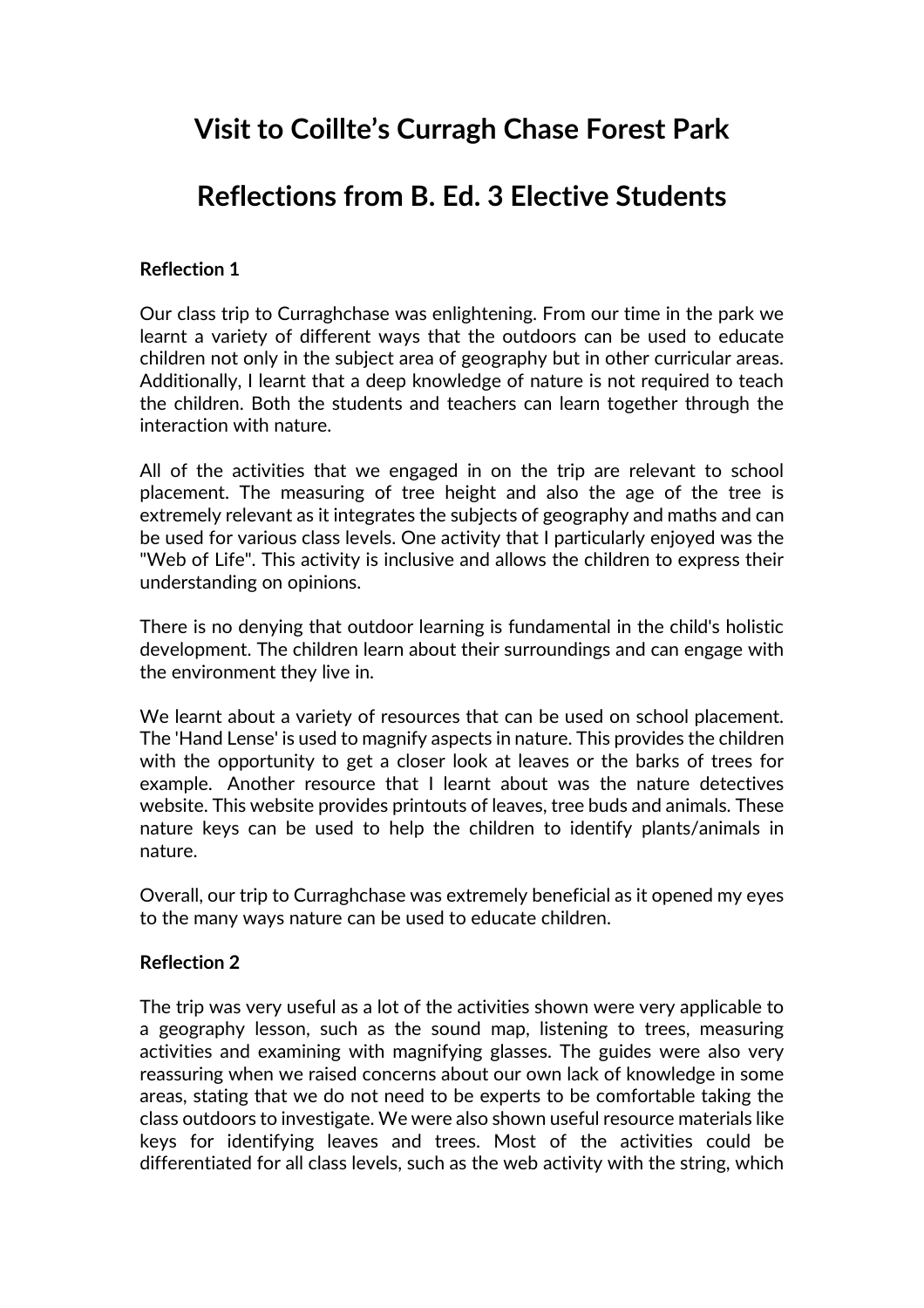# Visit to Coillte's Curragh Chase Forest Park

# Reflections from B. Ed. 3 Elective Students

**Reflection 1**

Our class trip to Curraghchase was enlightening. From our time in the park we learnt a variety of different ways that the outdoors can be used to educate children not only in the subject area of geography but in other curricular areas. Additionally, I learnt that a deep knowledge of nature is not required to teach the children. Both the students and teachers can learn together through the interaction with nature.

All of the activities that we engaged in on the trip are relevant to school placement. The measuring of tree height and also the age of the tree is extremely relevant as it integrates the subjects of geography and maths and can be used for various class levels. One activity that I particularly enjoyed was the "Web of Life". This activity is inclusive and allows the children to express their understanding on opinions.

There is no denying that outdoor learning is fundamental in the child's holistic development. The children learn about their surroundings and can engage with the environment they live in.

We learnt about a variety of resources that can be used on school placement. The 'Hand Lense' is used to magnify aspects in nature. This provides the children with the opportunity to get a closer look at leaves or the barks of trees for example. Another resource that I learnt about was the nature detectives website. This website provides printouts of leaves, tree buds and animals. These nature keys can be used to help the children to identify plants/animals in nature.

Overall, our trip to Curraghchase was extremely beneficial as it opened my eyes to the many ways nature can be used to educate children.

**Reflection 2**

The trip was very useful as a lot of the activities shown were very applicable to a geography lesson, such as the sound map, listening to trees, measuring activities and examining with magnifying glasses. The guides were also very reassuring when we raised concerns about our own lack of knowledge in some areas, stating that we do not need to be experts to be comfortable taking the class outdoors to investigate. We were also shown useful resource materials like keys for identifying leaves and trees. Most of the activities could be differentiated for all class levels, such as the web activity with the string, which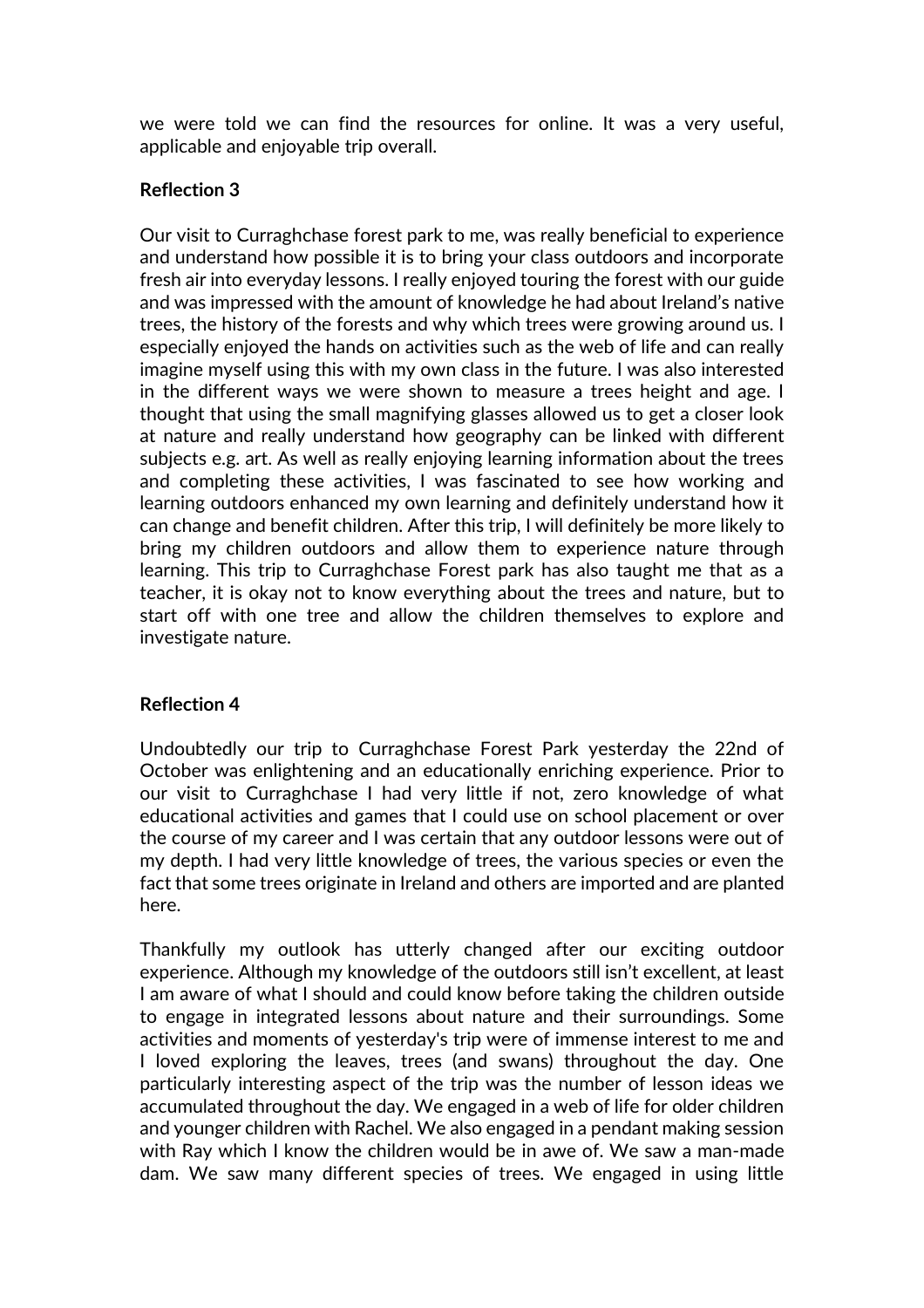we were told we can find the resources for online. It was a very useful, applicable and enjoyable trip overall.

**Reflection 3**

Our visit to Curraghchase forest park to me, was really beneficial to experience and understand how possible it is to bring your class outdoors and incorporate fresh air into everyday lessons. I really enjoyed touring the forest with our guide and was impressed with the amount of knowledge he had about Ireland's native trees, the history of the forests and why which trees were growing around us. I especially enjoyed the hands on activities such as the web of life and can really imagine myself using this with my own class in the future. I was also interested in the different ways we were shown to measure a trees height and age. I thought that using the small magnifying glasses allowed us to get a closer look at nature and really understand how geography can be linked with different subjects e.g. art. As well as really enjoying learning information about the trees and completing these activities, I was fascinated to see how working and learning outdoors enhanced my own learning and definitely understand how it can change and benefit children. After this trip, I will definitely be more likely to bring my children outdoors and allow them to experience nature through learning. This trip to Curraghchase Forest park has also taught me that as a teacher, it is okay not to know everything about the trees and nature, but to start off with one tree and allow the children themselves to explore and investigate nature.

**Reflection 4**

Undoubtedly our trip to Curraghchase Forest Park yesterday the 22nd of October was enlightening and an educationally enriching experience. Prior to our visit to Curraghchase I had very little if not, zero knowledge of what educational activities and games that I could use on school placement or over the course of my career and I was certain that any outdoor lessons were out of my depth. I had very little knowledge of trees, the various species or even the fact that some trees originate in Ireland and others are imported and are planted here.

Thankfully my outlook has utterly changed after our exciting outdoor experience. Although my knowledge of the outdoors still isn't excellent, at least I am aware of what I should and could know before taking the children outside to engage in integrated lessons about nature and their surroundings. Some activities and moments of yesterday's trip were of immense interest to me and I loved exploring the leaves, trees (and swans) throughout the day. One particularly interesting aspect of the trip was the number of lesson ideas we accumulated throughout the day. We engaged in a web of life for older children and younger children with Rachel. We also engaged in a pendant making session with Ray which I know the children would be in awe of. We saw a man-made dam. We saw many different species of trees. We engaged in using little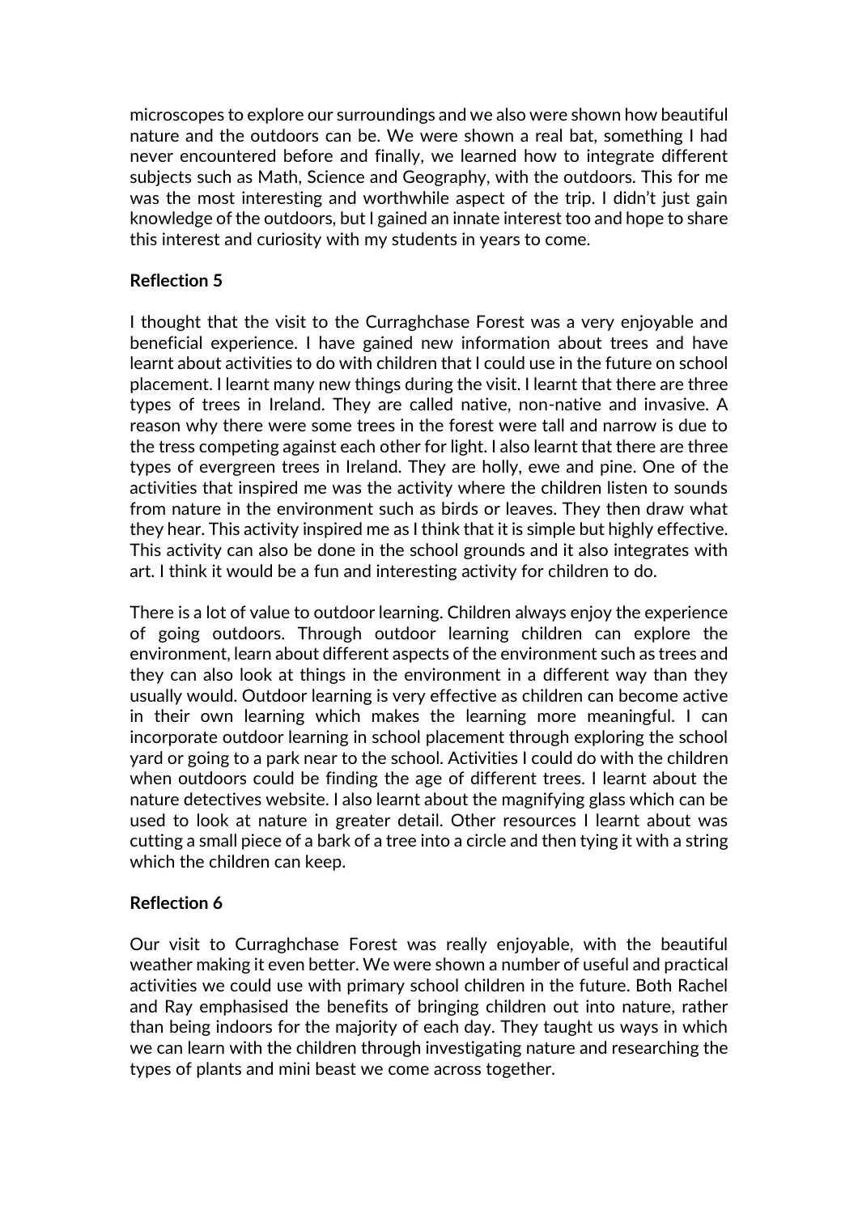microscopes to explore our surroundings and we also were shown how beautiful nature and the outdoors can be. We were shown a real bat, something I had never encountered before and finally, we learned how to integrate different subjects such as Math, Science and Geography, with the outdoors. This for me was the most interesting and worthwhile aspect of the trip. I didn't just gain knowledge of the outdoors, but I gained an innate interest too and hope to share this interest and curiosity with my students in years to come.

**Reflection 5**

I thought that the visit to the Curraghchase Forest was a very enjoyable and beneficial experience. I have gained new information about trees and have learnt about activities to do with children that I could use in the future on school placement. I learnt many new things during the visit. I learnt that there are three types of trees in Ireland. They are called native, non-native and invasive. A reason why there were some trees in the forest were tall and narrow is due to the tress competing against each other for light. I also learnt that there are three types of evergreen trees in Ireland. They are holly, ewe and pine. One of the activities that inspired me was the activity where the children listen to sounds from nature in the environment such as birds or leaves. They then draw what they hear. This activity inspired me as I think that it is simple but highly effective. This activity can also be done in the school grounds and it also integrates with art. I think it would be a fun and interesting activity for children to do.

There is a lot of value to outdoor learning. Children always enjoy the experience of going outdoors. Through outdoor learning children can explore the environment, learn about different aspects of the environment such as trees and they can also look at things in the environment in a different way than they usually would. Outdoor learning is very effective as children can become active in their own learning which makes the learning more meaningful. I can incorporate outdoor learning in school placement through exploring the school yard or going to a park near to the school. Activities I could do with the children when outdoors could be finding the age of different trees. I learnt about the nature detectives website. I also learnt about the magnifying glass which can be used to look at nature in greater detail. Other resources I learnt about was cutting a small piece of a bark of a tree into a circle and then tying it with a string which the children can keep.

**Reflection 6**

Our visit to Curraghchase Forest was really enjoyable, with the beautiful weather making it even better. We were shown a number of useful and practical activities we could use with primary school children in the future. Both Rachel and Ray emphasised the benefits of bringing children out into nature, rather than being indoors for the majority of each day. They taught us ways in which we can learn with the children through investigating nature and researching the types of plants and mini beast we come across together.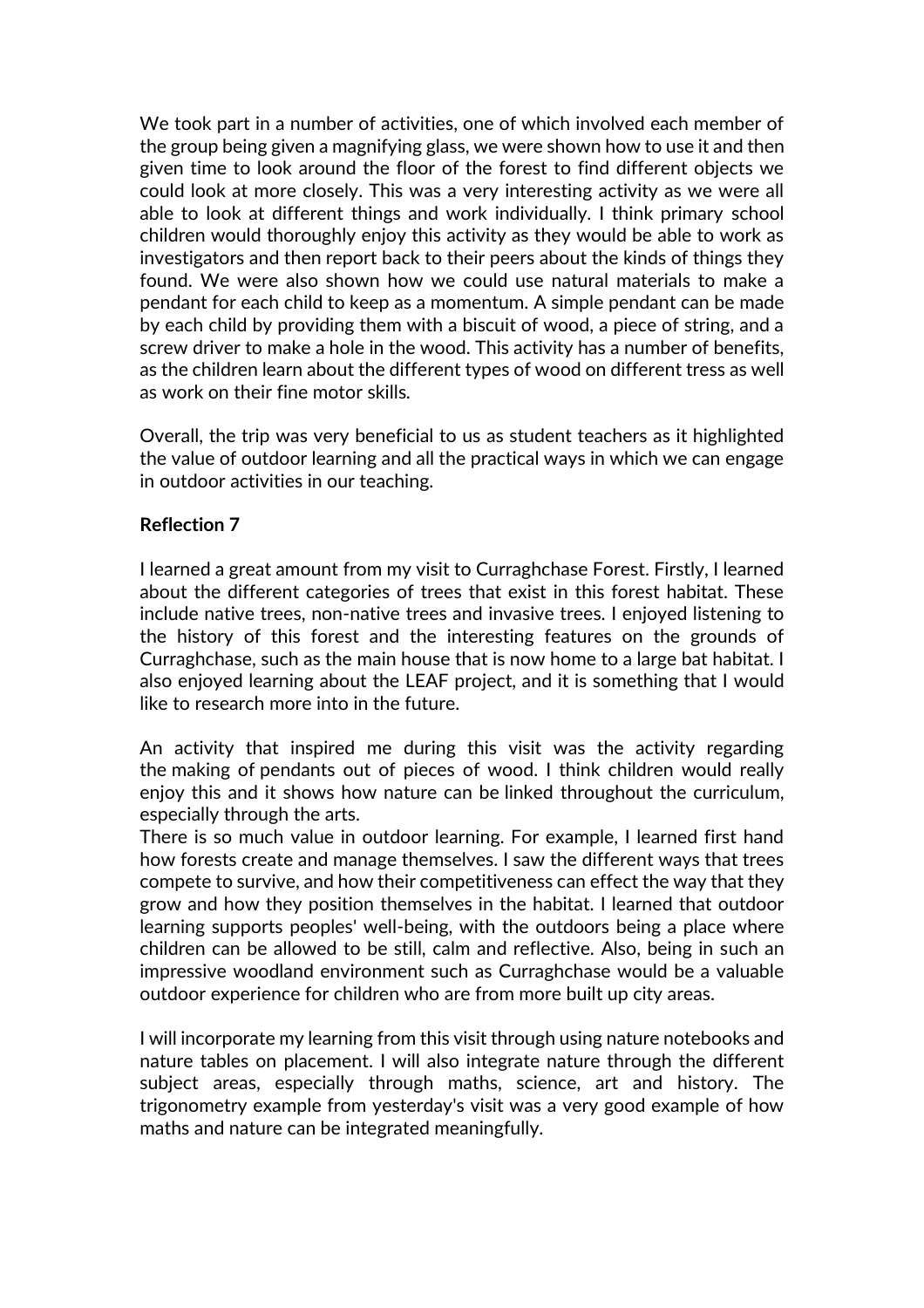We took part in a number of activities, one of which involved each member of the group being given a magnifying glass, we were shown how to use it and then given time to look around the floor of the forest to find different objects we could look at more closely. This was a very interesting activity as we were all able to look at different things and work individually. I think primary school children would thoroughly enjoy this activity as they would be able to work as investigators and then report back to their peers about the kinds of things they found. We were also shown how we could use natural materials to make a pendant for each child to keep as a momentum. A simple pendant can be made by each child by providing them with a biscuit of wood, a piece of string, and a screw driver to make a hole in the wood. This activity has a number of benefits, as the children learn about the different types of wood on different tress as well as work on their fine motor skills.

Overall, the trip was very beneficial to us as student teachers as it highlighted the value of outdoor learning and all the practical ways in which we can engage in outdoor activities in our teaching.

**Reflection 7**

I learned a great amount from my visit to Curraghchase Forest. Firstly, I learned about the different categories of trees that exist in this forest habitat. These include native trees, non-native trees and invasive trees. I enjoyed listening to the history of this forest and the interesting features on the grounds of Curraghchase, such as the main house that is now home to a large bat habitat. I also enjoyed learning about the LEAF project, and it is something that I would like to research more into in the future.

An activity that inspired me during this visit was the activity regarding the making of pendants out of pieces of wood. I think children would really enjoy this and it shows how nature can be linked throughout the curriculum, especially through the arts.

There is so much value in outdoor learning. For example, I learned first hand how forests create and manage themselves. I saw the different ways that trees compete to survive, and how their competitiveness can effect the way that they grow and how they position themselves in the habitat. I learned that outdoor learning supports peoples' well-being, with the outdoors being a place where children can be allowed to be still, calm and reflective. Also, being in such an impressive woodland environment such as Curraghchase would be a valuable outdoor experience for children who are from more built up city areas.

I will incorporate my learning from this visit through using nature notebooks and nature tables on placement. I will also integrate nature through the different subject areas, especially through maths, science, art and history. The trigonometry example from yesterday's visit was a very good example of how maths and nature can be integrated meaningfully.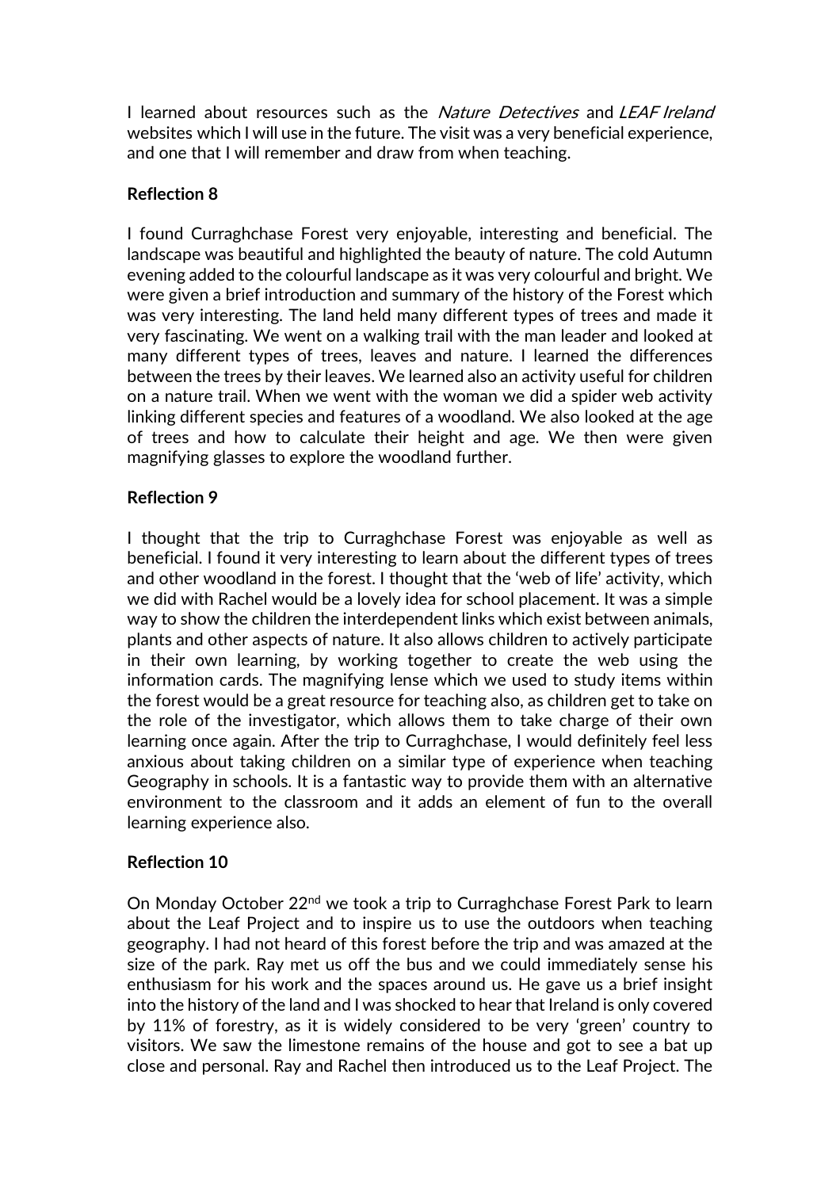I learned about resources such as the *Nature Detectives* and *LEAF Ireland* websites which I will use in the future. The visit was a very beneficial experience, and one that I will remember and draw from when teaching.

### Reflection 8

I found Curraghchase Forest very enjoyable, interesting and beneficial. The landscape was beautiful and highlighted the beauty of nature. The cold Autumn evening added to the colourful landscape as it was very colourful and bright. We were given a brief introduction and summary of the history of the Forest which was very interesting. The land held many different types of trees and made it very fascinating. We went on a walking trail with the man leader and looked at many different types of trees, leaves and nature. I learned the differences between the trees by their leaves. We learned also an activity useful for children on a nature trail. When we went with the woman we did a spider web activity linking different species and features of a woodland. We also looked at the age of trees and how to calculate their height and age. We then were given magnifying glasses to explore the woodland further.

### Reflection 9

I thought that the trip to Curraghchase Forest was enjoyable as well as beneficial. I found it very interesting to learn about the different types of trees and other woodland in the forest. I thought that the 'web of life' activity, which we did with Rachel would be a lovely idea for school placement. It was a simple way to show the children the interdependent links which exist between animals, plants and other aspects of nature. It also allows children to actively participate in their own learning, by working together to create the web using the information cards. The magnifying lense which we used to study items within the forest would be a great resource for teaching also, as children get to take on the role of the investigator, which allows them to take charge of their own learning once again. After the trip to Curraghchase, I would definitely feel less anxious about taking children on a similar type of experience when teaching Geography in schools. It is a fantastic way to provide them with an alternative environment to the classroom and it adds an element of fun to the overall learning experience also.

### Reflection 10

On Monday October 22nd we took a trip to Curraghchase Forest Park to learn about the Leaf Project and to inspire us to use the outdoors when teaching geography. I had not heard of this forest before the trip and was amazed at the size of the park. Ray met us off the bus and we could immediately sense his enthusiasm for his work and the spaces around us. He gave us a brief insight into the history of the land and I was shocked to hear that Ireland is only covered by 11% of forestry, as it is widely considered to be very 'green' country to visitors. We saw the limestone remains of the house and got to see a bat up close and personal. Ray and Rachel then introduced us to the Leaf Project. The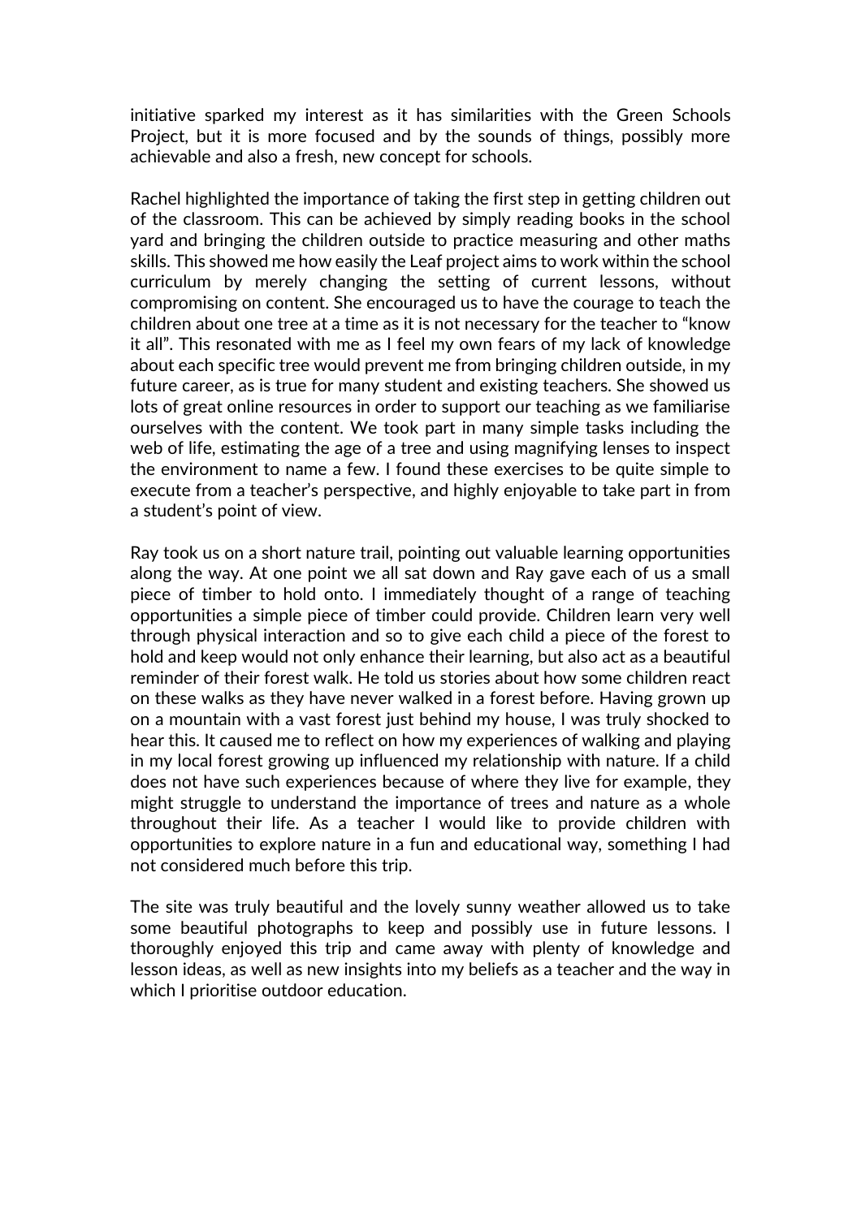initiative sparked my interest as it has similarities with the Green Schools Project, but it is more focused and by the sounds of things, possibly more achievable and also a fresh, new concept for schools.

Rachel highlighted the importance of taking the first step in getting children out of the classroom. This can be achieved by simply reading books in the school yard and bringing the children outside to practice measuring and other maths skills. This showed me how easily the Leaf project aims to work within the school curriculum by merely changing the setting of current lessons, without compromising on content. She encouraged us to have the courage to teach the children about one tree at a time as it is not necessary for the teacher to "know it all". This resonated with me as I feel my own fears of my lack of knowledge about each specific tree would prevent me from bringing children outside, in my future career, as is true for many student and existing teachers. She showed us lots of great online resources in order to support our teaching as we familiarise ourselves with the content. We took part in many simple tasks including the web of life, estimating the age of a tree and using magnifying lenses to inspect the environment to name a few. I found these exercises to be quite simple to execute from a teacher's perspective, and highly enjoyable to take part in from a student's point of view.

Ray took us on a short nature trail, pointing out valuable learning opportunities along the way. At one point we all sat down and Ray gave each of us a small piece of timber to hold onto. I immediately thought of a range of teaching opportunities a simple piece of timber could provide. Children learn very well through physical interaction and so to give each child a piece of the forest to hold and keep would not only enhance their learning, but also act as a beautiful reminder of their forest walk. He told us stories about how some children react on these walks as they have never walked in a forest before. Having grown up on a mountain with a vast forest just behind my house, I was truly shocked to hear this. It caused me to reflect on how my experiences of walking and playing in my local forest growing up influenced my relationship with nature. If a child does not have such experiences because of where they live for example, they might struggle to understand the importance of trees and nature as a whole throughout their life. As a teacher I would like to provide children with opportunities to explore nature in a fun and educational way, something I had not considered much before this trip.

The site was truly beautiful and the lovely sunny weather allowed us to take some beautiful photographs to keep and possibly use in future lessons. I thoroughly enjoyed this trip and came away with plenty of knowledge and lesson ideas, as well as new insights into my beliefs as a teacher and the way in which I prioritise outdoor education.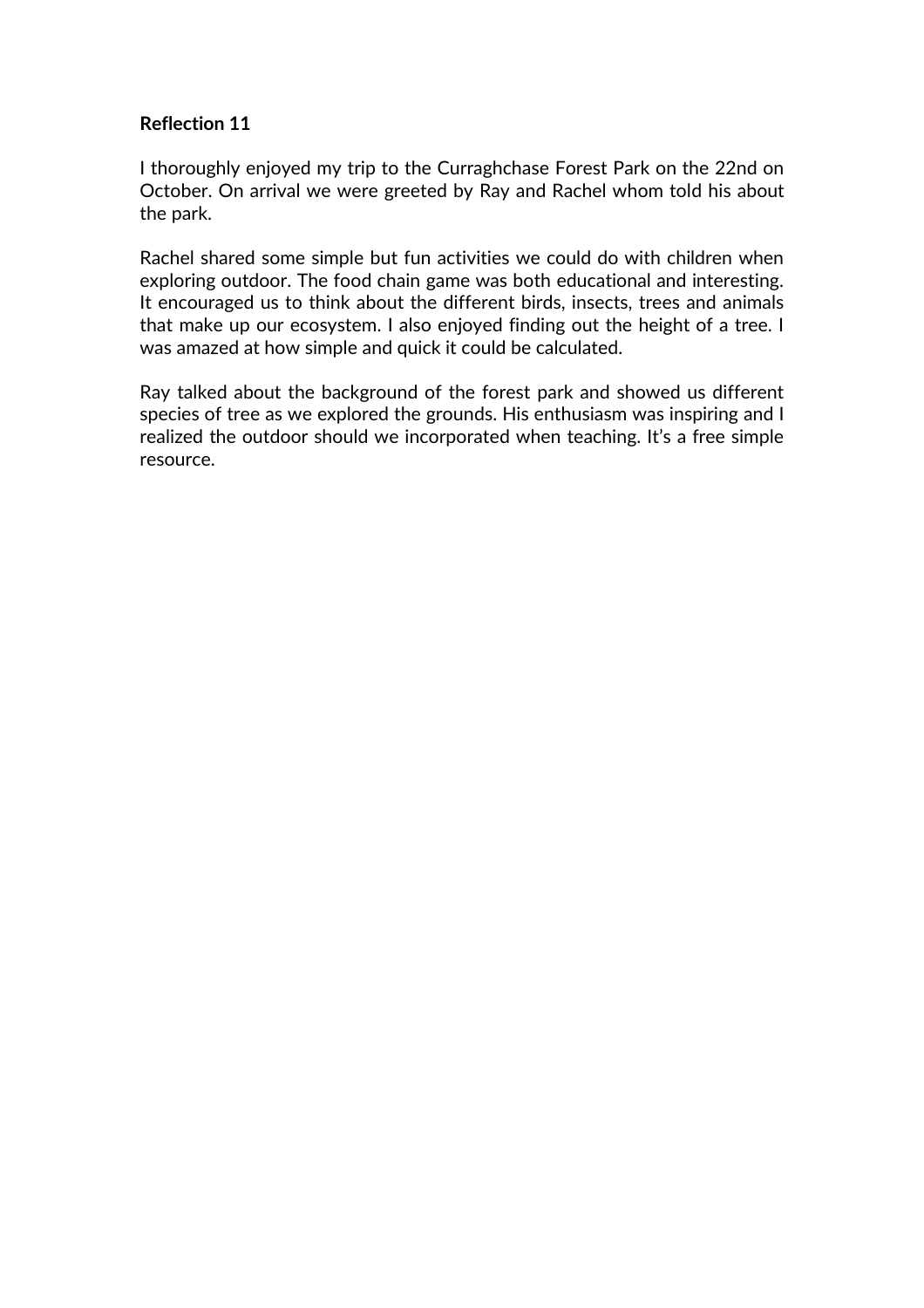**Reflection 11**

I thoroughly enjoyed my trip to the Curraghchase Forest Park on the 22nd on October. On arrival we were greeted by Ray and Rachel whom told his about the park.

Rachel shared some simple but fun activities we could do with children when exploring outdoor. The food chain game was both educational and interesting. It encouraged us to think about the different birds, insects, trees and animals that make up our ecosystem. I also enjoyed finding out the height of a tree. I was amazed at how simple and quick it could be calculated.

Ray talked about the background of the forest park and showed us different species of tree as we explored the grounds. His enthusiasm was inspiring and I realized the outdoor should we incorporated when teaching. It's a free simple resource.